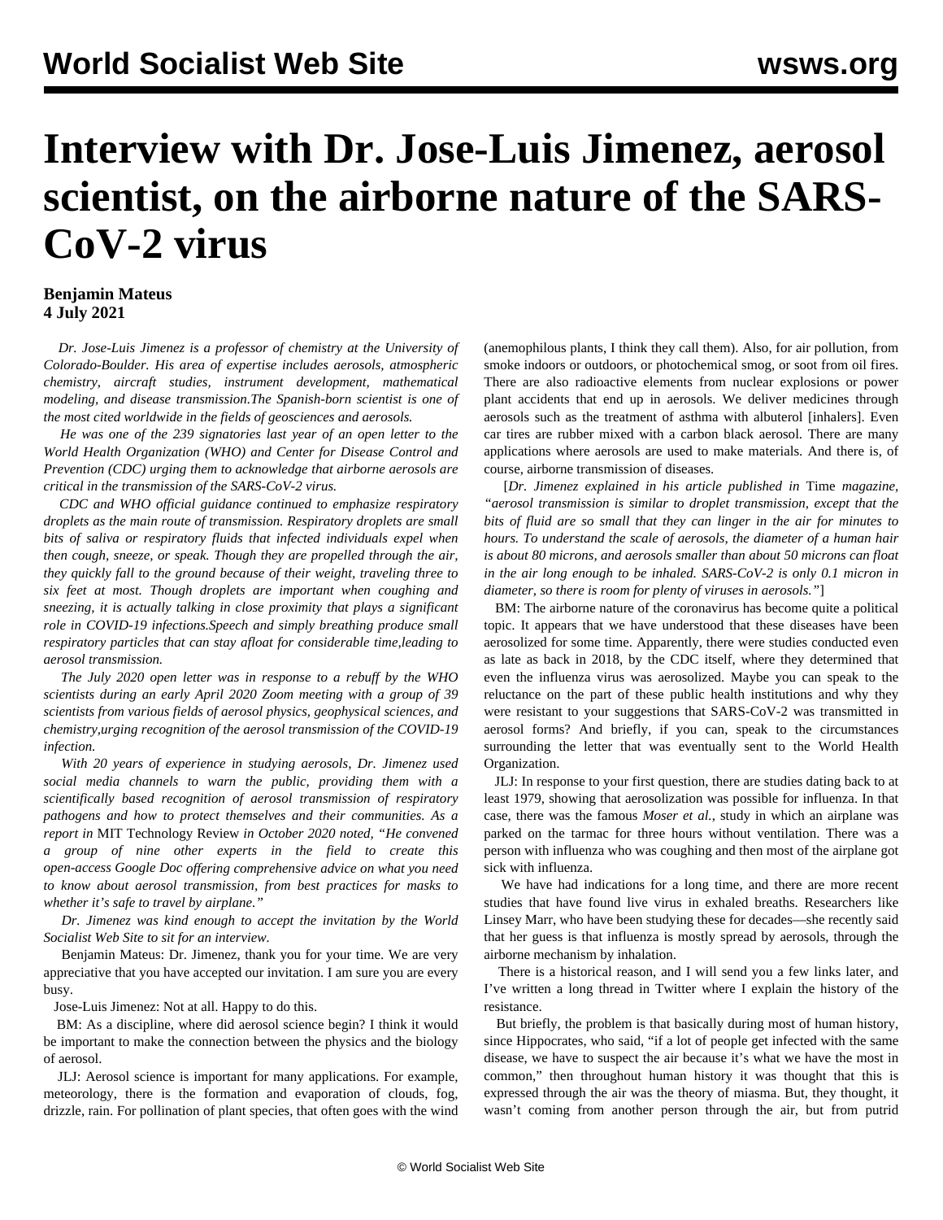# Interview with Dr. Jose-Luis Jimenez, aerosol scientist, on the airborne nature of the SARS-CoV-2 virus

**Benjamin Mateus**
**4 July 2021**

*Dr. Jose-Luis Jimenez is a professor of chemistry at the University of Colorado-Boulder. His area of expertise includes aerosols, atmospheric chemistry, aircraft studies, instrument development, mathematical modeling, and disease transmission.The Spanish-born scientist is one of the most cited worldwide in the fields of geosciences and aerosols.*

*He was one of the 239 signatories last year of an open letter to the World Health Organization (WHO) and Center for Disease Control and Prevention (CDC) urging them to acknowledge that airborne aerosols are critical in the transmission of the SARS-CoV-2 virus.*

*CDC and WHO official guidance continued to emphasize respiratory droplets as the main route of transmission. Respiratory droplets are small bits of saliva or respiratory fluids that infected individuals expel when then cough, sneeze, or speak. Though they are propelled through the air, they quickly fall to the ground because of their weight, traveling three to six feet at most. Though droplets are important when coughing and sneezing, it is actually talking in close proximity that plays a significant role in COVID-19 infections.Speech and simply breathing produce small respiratory particles that can stay afloat for considerable time,leading to aerosol transmission.*

*The July 2020 open letter was in response to a rebuff by the WHO scientists during an early April 2020 Zoom meeting with a group of 39 scientists from various fields of aerosol physics, geophysical sciences, and chemistry,urging recognition of the aerosol transmission of the COVID-19 infection.*

*With 20 years of experience in studying aerosols, Dr. Jimenez used social media channels to warn the public, providing them with a scientifically based recognition of aerosol transmission of respiratory pathogens and how to protect themselves and their communities. As a report in* MIT Technology Review *in October 2020 noted, "He convened a group of nine other experts in the field to create this open-access Google Doc offering comprehensive advice on what you need to know about aerosol transmission, from best practices for masks to whether it's safe to travel by airplane."*

*Dr. Jimenez was kind enough to accept the invitation by the World Socialist Web Site to sit for an interview.*

Benjamin Mateus: Dr. Jimenez, thank you for your time. We are very appreciative that you have accepted our invitation. I am sure you are every busy.

Jose-Luis Jimenez: Not at all. Happy to do this.

BM: As a discipline, where did aerosol science begin? I think it would be important to make the connection between the physics and the biology of aerosol.

JLJ: Aerosol science is important for many applications. For example, meteorology, there is the formation and evaporation of clouds, fog, drizzle, rain. For pollination of plant species, that often goes with the wind (anemophilous plants, I think they call them). Also, for air pollution, from smoke indoors or outdoors, or photochemical smog, or soot from oil fires. There are also radioactive elements from nuclear explosions or power plant accidents that end up in aerosols. We deliver medicines through aerosols such as the treatment of asthma with albuterol [inhalers]. Even car tires are rubber mixed with a carbon black aerosol. There are many applications where aerosols are used to make materials. And there is, of course, airborne transmission of diseases.

[*Dr. Jimenez explained in his article published in* Time *magazine, "aerosol transmission is similar to droplet transmission, except that the bits of fluid are so small that they can linger in the air for minutes to hours. To understand the scale of aerosols, the diameter of a human hair is about 80 microns, and aerosols smaller than about 50 microns can float in the air long enough to be inhaled. SARS-CoV-2 is only 0.1 micron in diameter, so there is room for plenty of viruses in aerosols."*]

BM: The airborne nature of the coronavirus has become quite a political topic. It appears that we have understood that these diseases have been aerosolized for some time. Apparently, there were studies conducted even as late as back in 2018, by the CDC itself, where they determined that even the influenza virus was aerosolized. Maybe you can speak to the reluctance on the part of these public health institutions and why they were resistant to your suggestions that SARS-CoV-2 was transmitted in aerosol forms? And briefly, if you can, speak to the circumstances surrounding the letter that was eventually sent to the World Health Organization.

JLJ: In response to your first question, there are studies dating back to at least 1979, showing that aerosolization was possible for influenza. In that case, there was the famous *Moser et al.*, study in which an airplane was parked on the tarmac for three hours without ventilation. There was a person with influenza who was coughing and then most of the airplane got sick with influenza.

We have had indications for a long time, and there are more recent studies that have found live virus in exhaled breaths. Researchers like Linsey Marr, who have been studying these for decades—she recently said that her guess is that influenza is mostly spread by aerosols, through the airborne mechanism by inhalation.

There is a historical reason, and I will send you a few links later, and I've written a long thread in Twitter where I explain the history of the resistance.

But briefly, the problem is that basically during most of human history, since Hippocrates, who said, "if a lot of people get infected with the same disease, we have to suspect the air because it's what we have the most in common," then throughout human history it was thought that this is expressed through the air was the theory of miasma. But, they thought, it wasn't coming from another person through the air, but from putrid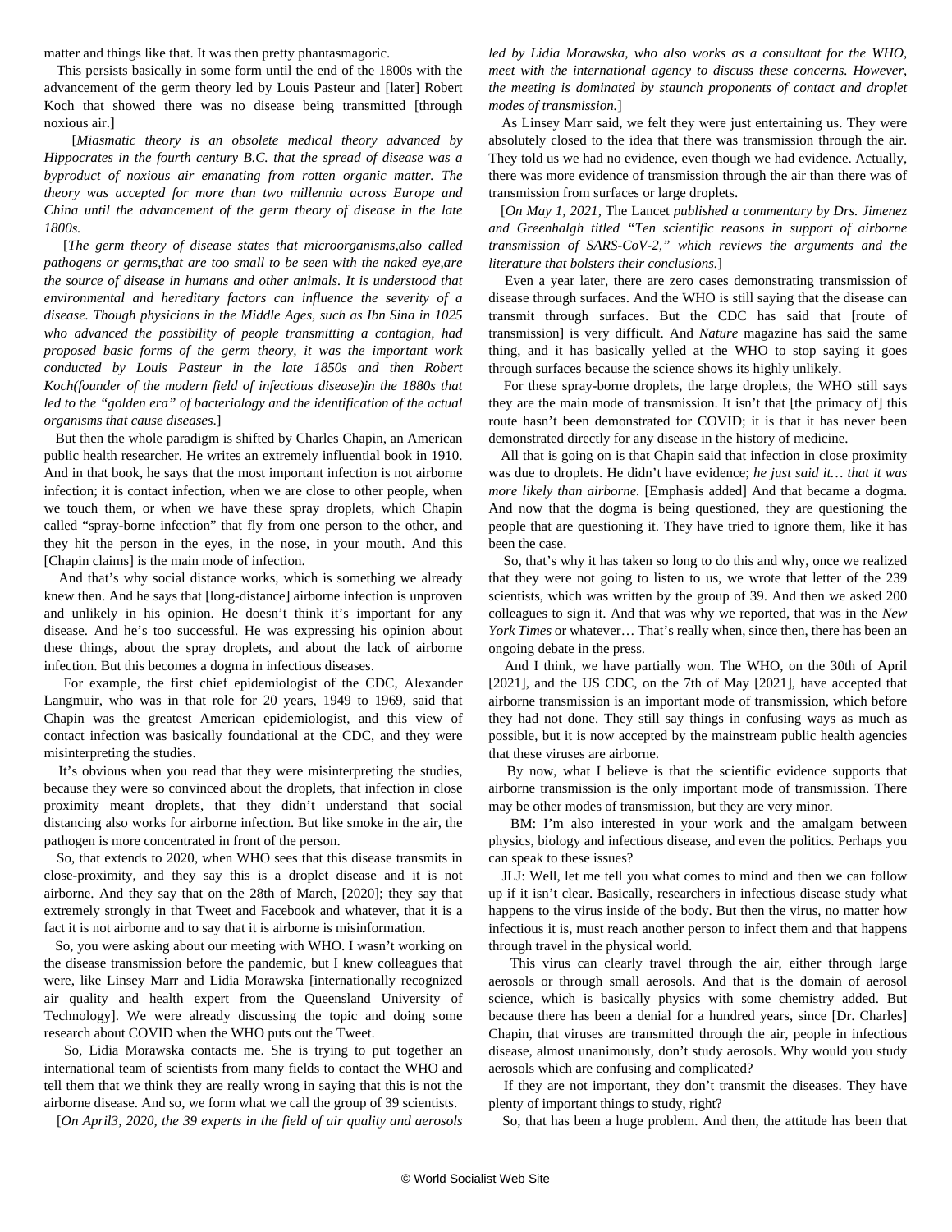matter and things like that. It was then pretty phantasmagoric.

This persists basically in some form until the end of the 1800s with the advancement of the germ theory led by Louis Pasteur and [later] Robert Koch that showed there was no disease being transmitted [through noxious air.]

[*Miasmatic theory is an obsolete medical theory advanced by Hippocrates in the fourth century B.C. that the spread of disease was a byproduct of noxious air emanating from rotten organic matter. The theory was accepted for more than two millennia across Europe and China until the advancement of the germ theory of disease in the late 1800s.*

[*The germ theory of disease states that microorganisms,also called pathogens or germs,that are too small to be seen with the naked eye,are the source of disease in humans and other animals. It is understood that environmental and hereditary factors can influence the severity of a disease. Though physicians in the Middle Ages, such as Ibn Sina in 1025 who advanced the possibility of people transmitting a contagion, had proposed basic forms of the germ theory, it was the important work conducted by Louis Pasteur in the late 1850s and then Robert Koch(founder of the modern field of infectious disease)in the 1880s that led to the "golden era" of bacteriology and the identification of the actual organisms that cause diseases*.]

But then the whole paradigm is shifted by Charles Chapin, an American public health researcher. He writes an extremely influential book in 1910. And in that book, he says that the most important infection is not airborne infection; it is contact infection, when we are close to other people, when we touch them, or when we have these spray droplets, which Chapin called "spray-borne infection" that fly from one person to the other, and they hit the person in the eyes, in the nose, in your mouth. And this [Chapin claims] is the main mode of infection.

And that's why social distance works, which is something we already knew then. And he says that [long-distance] airborne infection is unproven and unlikely in his opinion. He doesn't think it's important for any disease. And he's too successful. He was expressing his opinion about these things, about the spray droplets, and about the lack of airborne infection. But this becomes a dogma in infectious diseases.

For example, the first chief epidemiologist of the CDC, Alexander Langmuir, who was in that role for 20 years, 1949 to 1969, said that Chapin was the greatest American epidemiologist, and this view of contact infection was basically foundational at the CDC, and they were misinterpreting the studies.

It's obvious when you read that they were misinterpreting the studies, because they were so convinced about the droplets, that infection in close proximity meant droplets, that they didn't understand that social distancing also works for airborne infection. But like smoke in the air, the pathogen is more concentrated in front of the person.

So, that extends to 2020, when WHO sees that this disease transmits in close-proximity, and they say this is a droplet disease and it is not airborne. And they say that on the 28th of March, [2020]; they say that extremely strongly in that Tweet and Facebook and whatever, that it is a fact it is not airborne and to say that it is airborne is misinformation.

So, you were asking about our meeting with WHO. I wasn't working on the disease transmission before the pandemic, but I knew colleagues that were, like Linsey Marr and Lidia Morawska [internationally recognized air quality and health expert from the Queensland University of Technology]. We were already discussing the topic and doing some research about COVID when the WHO puts out the Tweet.

So, Lidia Morawska contacts me. She is trying to put together an international team of scientists from many fields to contact the WHO and tell them that we think they are really wrong in saying that this is not the airborne disease. And so, we form what we call the group of 39 scientists.

[*On April3, 2020, the 39 experts in the field of air quality and aerosols led by Lidia Morawska, who also works as a consultant for the WHO, meet with the international agency to discuss these concerns. However, the meeting is dominated by staunch proponents of contact and droplet modes of transmission.*]

As Linsey Marr said, we felt they were just entertaining us. They were absolutely closed to the idea that there was transmission through the air. They told us we had no evidence, even though we had evidence. Actually, there was more evidence of transmission through the air than there was of transmission from surfaces or large droplets.

[*On May 1, 2021,* The Lancet *published a commentary by Drs. Jimenez and Greenhalgh titled "Ten scientific reasons in support of airborne transmission of SARS-CoV-2," which reviews the arguments and the literature that bolsters their conclusions.*]

Even a year later, there are zero cases demonstrating transmission of disease through surfaces. And the WHO is still saying that the disease can transmit through surfaces. But the CDC has said that [route of transmission] is very difficult. And *Nature* magazine has said the same thing, and it has basically yelled at the WHO to stop saying it goes through surfaces because the science shows its highly unlikely.

For these spray-borne droplets, the large droplets, the WHO still says they are the main mode of transmission. It isn't that [the primacy of] this route hasn't been demonstrated for COVID; it is that it has never been demonstrated directly for any disease in the history of medicine.

All that is going on is that Chapin said that infection in close proximity was due to droplets. He didn't have evidence; *he just said it… that it was more likely than airborne.* [Emphasis added] And that became a dogma. And now that the dogma is being questioned, they are questioning the people that are questioning it. They have tried to ignore them, like it has been the case.

So, that's why it has taken so long to do this and why, once we realized that they were not going to listen to us, we wrote that letter of the 239 scientists, which was written by the group of 39. And then we asked 200 colleagues to sign it. And that was why we reported, that was in the *New York Times* or whatever… That's really when, since then, there has been an ongoing debate in the press.

And I think, we have partially won. The WHO, on the 30th of April [2021], and the US CDC, on the 7th of May [2021], have accepted that airborne transmission is an important mode of transmission, which before they had not done. They still say things in confusing ways as much as possible, but it is now accepted by the mainstream public health agencies that these viruses are airborne.

By now, what I believe is that the scientific evidence supports that airborne transmission is the only important mode of transmission. There may be other modes of transmission, but they are very minor.

BM: I'm also interested in your work and the amalgam between physics, biology and infectious disease, and even the politics. Perhaps you can speak to these issues?

JLJ: Well, let me tell you what comes to mind and then we can follow up if it isn't clear. Basically, researchers in infectious disease study what happens to the virus inside of the body. But then the virus, no matter how infectious it is, must reach another person to infect them and that happens through travel in the physical world.

This virus can clearly travel through the air, either through large aerosols or through small aerosols. And that is the domain of aerosol science, which is basically physics with some chemistry added. But because there has been a denial for a hundred years, since [Dr. Charles] Chapin, that viruses are transmitted through the air, people in infectious disease, almost unanimously, don't study aerosols. Why would you study aerosols which are confusing and complicated?

If they are not important, they don't transmit the diseases. They have plenty of important things to study, right?

So, that has been a huge problem. And then, the attitude has been that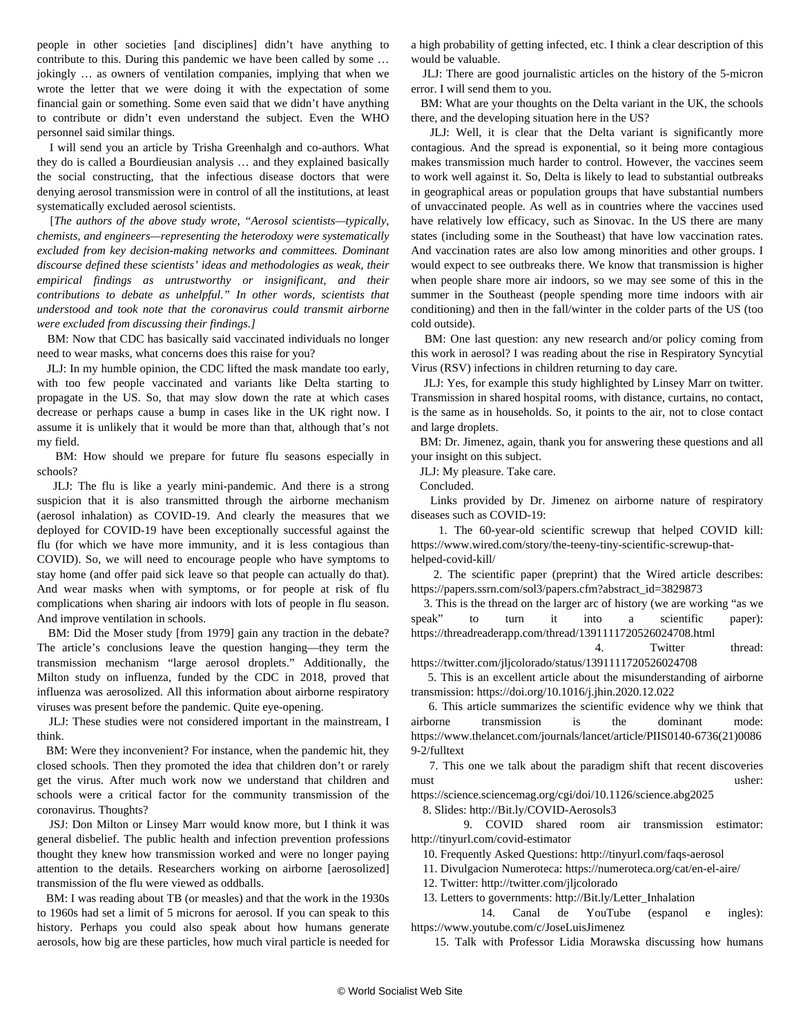people in other societies [and disciplines] didn't have anything to contribute to this. During this pandemic we have been called by some … jokingly … as owners of ventilation companies, implying that when we wrote the letter that we were doing it with the expectation of some financial gain or something. Some even said that we didn't have anything to contribute or didn't even understand the subject. Even the WHO personnel said similar things.

I will send you an article by Trisha Greenhalgh and co-authors. What they do is called a Bourdieusian analysis … and they explained basically the social constructing, that the infectious disease doctors that were denying aerosol transmission were in control of all the institutions, at least systematically excluded aerosol scientists.

[*The authors of the above study wrote, "Aerosol scientists—typically, chemists, and engineers—representing the heterodoxy were systematically excluded from key decision-making networks and committees. Dominant discourse defined these scientists' ideas and methodologies as weak, their empirical findings as untrustworthy or insignificant, and their contributions to debate as unhelpful." In other words, scientists that understood and took note that the coronavirus could transmit airborne were excluded from discussing their findings.]*

BM: Now that CDC has basically said vaccinated individuals no longer need to wear masks, what concerns does this raise for you?

JLJ: In my humble opinion, the CDC lifted the mask mandate too early, with too few people vaccinated and variants like Delta starting to propagate in the US. So, that may slow down the rate at which cases decrease or perhaps cause a bump in cases like in the UK right now. I assume it is unlikely that it would be more than that, although that's not my field.

BM: How should we prepare for future flu seasons especially in schools?

JLJ: The flu is like a yearly mini-pandemic. And there is a strong suspicion that it is also transmitted through the airborne mechanism (aerosol inhalation) as COVID-19. And clearly the measures that we deployed for COVID-19 have been exceptionally successful against the flu (for which we have more immunity, and it is less contagious than COVID). So, we will need to encourage people who have symptoms to stay home (and offer paid sick leave so that people can actually do that). And wear masks when with symptoms, or for people at risk of flu complications when sharing air indoors with lots of people in flu season. And improve ventilation in schools.

BM: Did the Moser study [from 1979] gain any traction in the debate? The article's conclusions leave the question hanging—they term the transmission mechanism "large aerosol droplets." Additionally, the Milton study on influenza, funded by the CDC in 2018, proved that influenza was aerosolized. All this information about airborne respiratory viruses was present before the pandemic. Quite eye-opening.

JLJ: These studies were not considered important in the mainstream, I think.

BM: Were they inconvenient? For instance, when the pandemic hit, they closed schools. Then they promoted the idea that children don't or rarely get the virus. After much work now we understand that children and schools were a critical factor for the community transmission of the coronavirus. Thoughts?

JSJ: Don Milton or Linsey Marr would know more, but I think it was general disbelief. The public health and infection prevention professions thought they knew how transmission worked and were no longer paying attention to the details. Researchers working on airborne [aerosolized] transmission of the flu were viewed as oddballs.

BM: I was reading about TB (or measles) and that the work in the 1930s to 1960s had set a limit of 5 microns for aerosol. If you can speak to this history. Perhaps you could also speak about how humans generate aerosols, how big are these particles, how much viral particle is needed for a high probability of getting infected, etc. I think a clear description of this would be valuable.

JLJ: There are good journalistic articles on the history of the 5-micron error. I will send them to you.

BM: What are your thoughts on the Delta variant in the UK, the schools there, and the developing situation here in the US?

JLJ: Well, it is clear that the Delta variant is significantly more contagious. And the spread is exponential, so it being more contagious makes transmission much harder to control. However, the vaccines seem to work well against it. So, Delta is likely to lead to substantial outbreaks in geographical areas or population groups that have substantial numbers of unvaccinated people. As well as in countries where the vaccines used have relatively low efficacy, such as Sinovac. In the US there are many states (including some in the Southeast) that have low vaccination rates. And vaccination rates are also low among minorities and other groups. I would expect to see outbreaks there. We know that transmission is higher when people share more air indoors, so we may see some of this in the summer in the Southeast (people spending more time indoors with air conditioning) and then in the fall/winter in the colder parts of the US (too cold outside).

BM: One last question: any new research and/or policy coming from this work in aerosol? I was reading about the rise in Respiratory Syncytial Virus (RSV) infections in children returning to day care.

JLJ: Yes, for example this study highlighted by Linsey Marr on twitter. Transmission in shared hospital rooms, with distance, curtains, no contact, is the same as in households. So, it points to the air, not to close contact and large droplets.

BM: Dr. Jimenez, again, thank you for answering these questions and all your insight on this subject.

JLJ: My pleasure. Take care.

Concluded.

Links provided by Dr. Jimenez on airborne nature of respiratory diseases such as COVID-19:

1. The 60-year-old scientific screwup that helped COVID kill: https://www.wired.com/story/the-teeny-tiny-scientific-screwup-that-helped-covid-kill/
2. The scientific paper (preprint) that the Wired article describes: https://papers.ssrn.com/sol3/papers.cfm?abstract_id=3829873
3. This is the thread on the larger arc of history (we are working "as we speak" to turn it into a scientific paper): https://threadreaderapp.com/thread/1391111720526024708.html
4. Twitter thread: https://twitter.com/jljcolorado/status/1391111720526024708
5. This is an excellent article about the misunderstanding of airborne transmission: https://doi.org/10.1016/j.jhin.2020.12.022
6. This article summarizes the scientific evidence why we think that airborne transmission is the dominant mode: https://www.thelancet.com/journals/lancet/article/PIIS0140-6736(21)00869-2/fulltext
7. This one we talk about the paradigm shift that recent discoveries must usher: https://science.sciencemag.org/cgi/doi/10.1126/science.abg2025
8. Slides: http://Bit.ly/COVID-Aerosols3
9. COVID shared room air transmission estimator: http://tinyurl.com/covid-estimator
10. Frequently Asked Questions: http://tinyurl.com/faqs-aerosol
11. Divulgacion Numeroteca: https://numeroteca.org/cat/en-el-aire/
12. Twitter: http://twitter.com/jljcolorado
13. Letters to governments: http://Bit.ly/Letter_Inhalation
14. Canal de YouTube (espanol e ingles): https://www.youtube.com/c/JoseLuisJimenez
15. Talk with Professor Lidia Morawska discussing how humans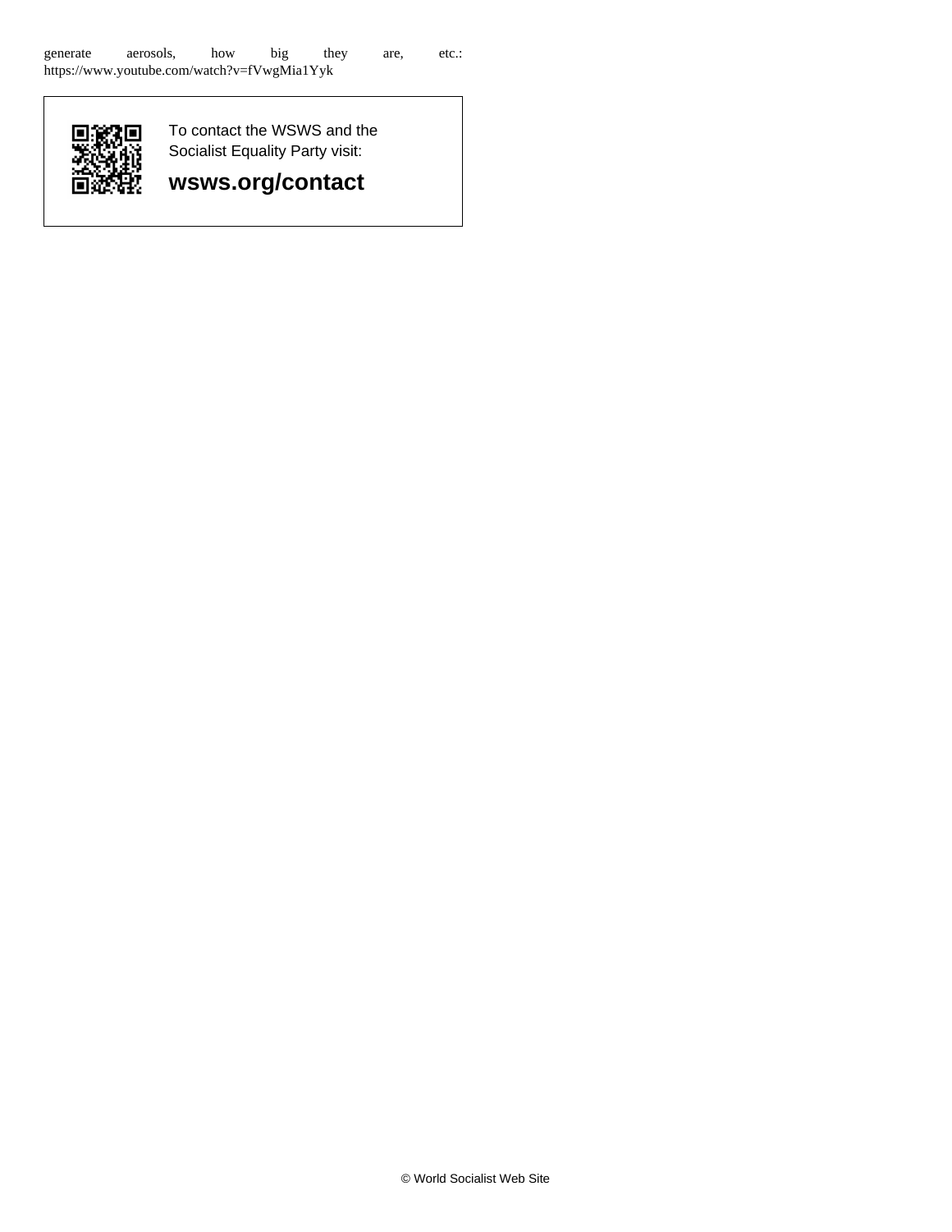generate aerosols, how big they are, etc.: https://www.youtube.com/watch?v=fVwgMia1Yyk

To contact the WSWS and the Socialist Equality Party visit:

**wsws.org/contact**

© World Socialist Web Site